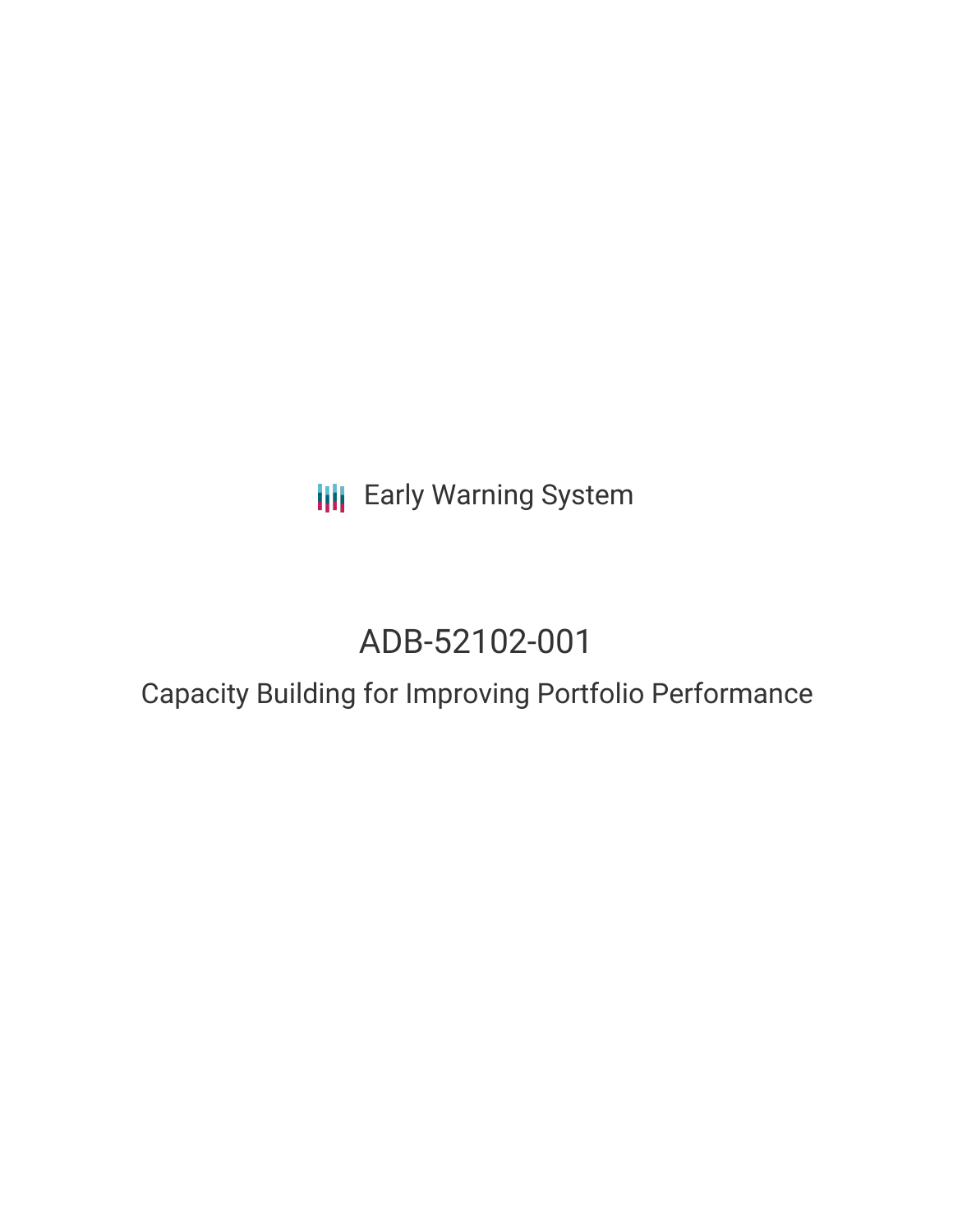Early Warning System

# ADB-52102-001

## Capacity Building for Improving Portfolio Performance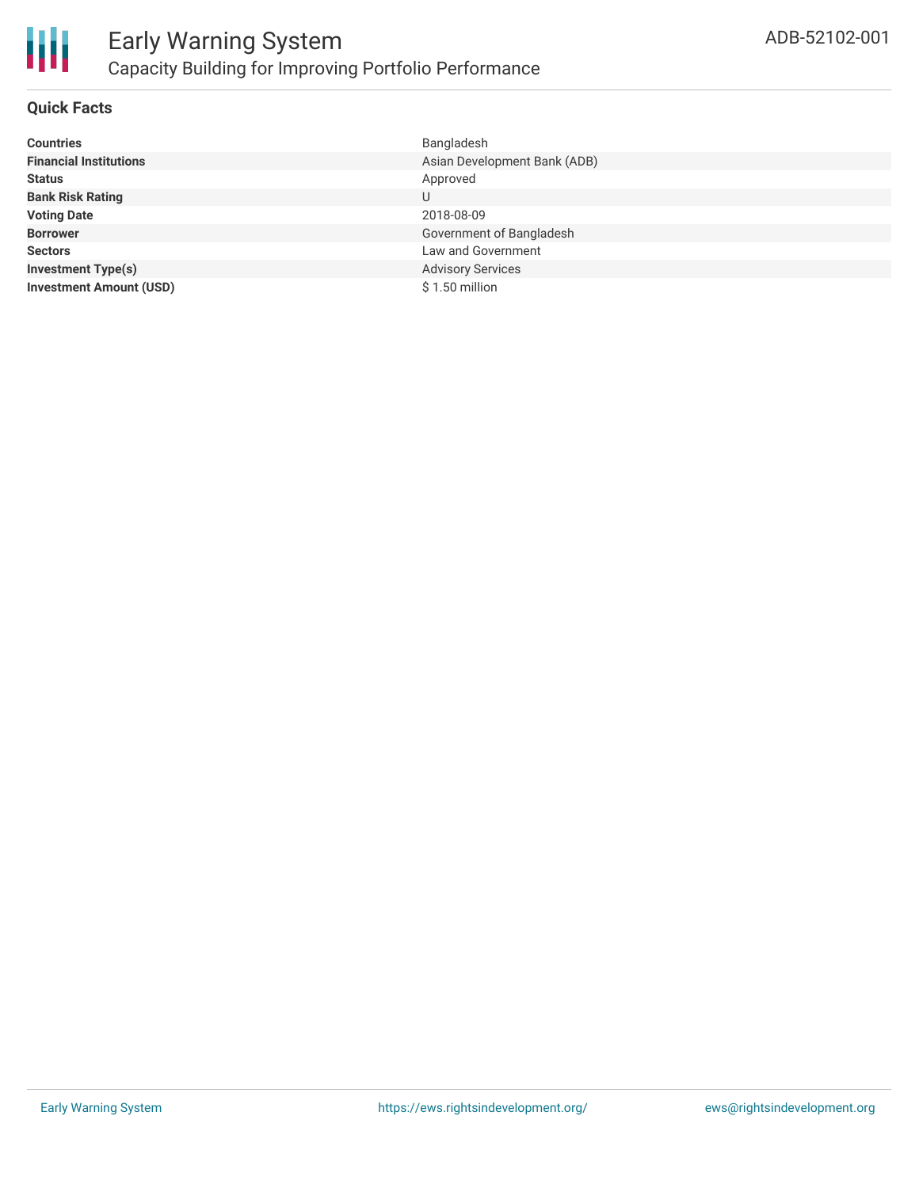# Early Warning System

## Capacity Building for Improving Portfolio Performance

ADB-52102-001

### Quick Facts

| | |
|---|---|
| **Countries** | Bangladesh |
| **Financial Institutions** | Asian Development Bank (ADB) |
| **Status** | Approved |
| **Bank Risk Rating** | U |
| **Voting Date** | 2018-08-09 |
| **Borrower** | Government of Bangladesh |
| **Sectors** | Law and Government |
| **Investment Type(s)** | Advisory Services |
| **Investment Amount (USD)** | $ 1.50 million |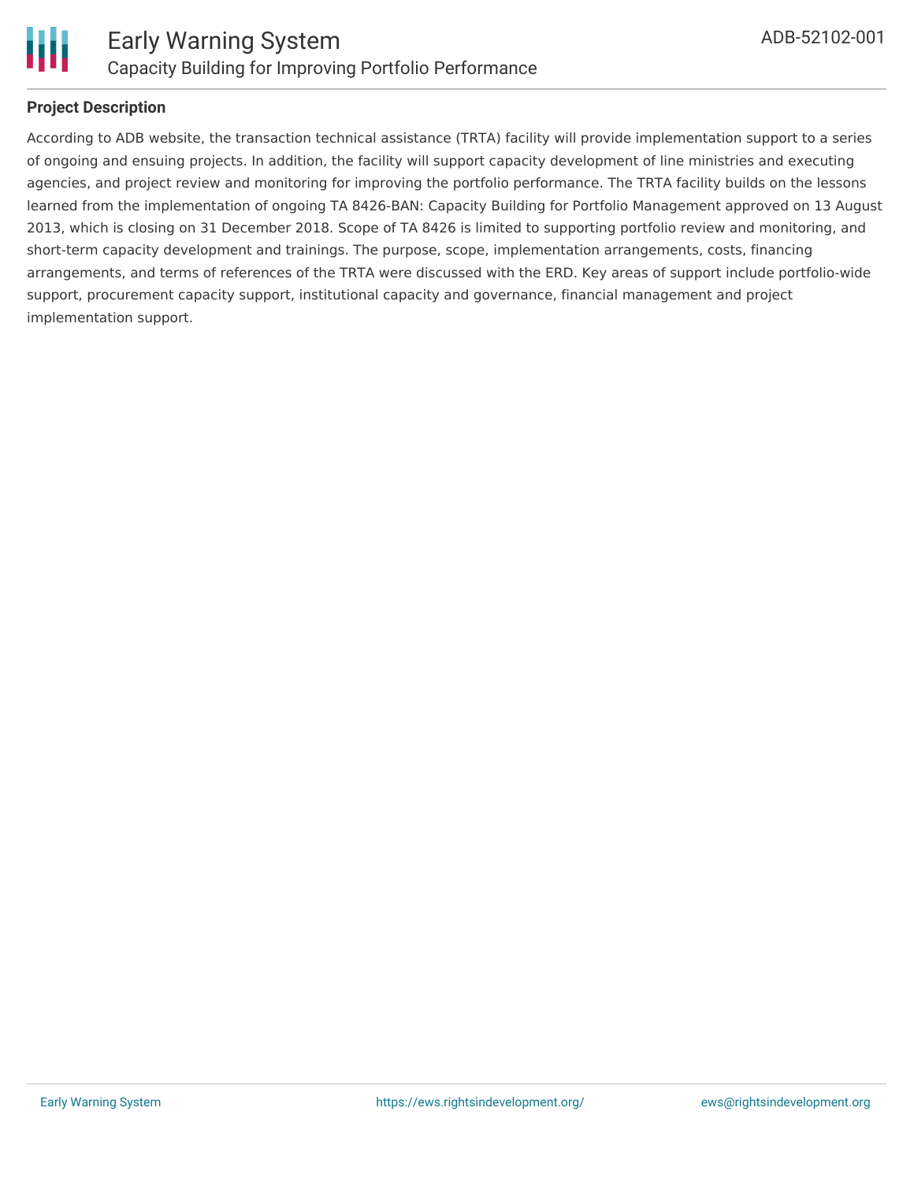## Project Description

According to ADB website, the transaction technical assistance (TRTA) facility will provide implementation support to a series of ongoing and ensuing projects. In addition, the facility will support capacity development of line ministries and executing agencies, and project review and monitoring for improving the portfolio performance. The TRTA facility builds on the lessons learned from the implementation of ongoing TA 8426-BAN: Capacity Building for Portfolio Management approved on 13 August 2013, which is closing on 31 December 2018. Scope of TA 8426 is limited to supporting portfolio review and monitoring, and short-term capacity development and trainings. The purpose, scope, implementation arrangements, costs, financing arrangements, and terms of references of the TRTA were discussed with the ERD. Key areas of support include portfolio-wide support, procurement capacity support, institutional capacity and governance, financial management and project implementation support.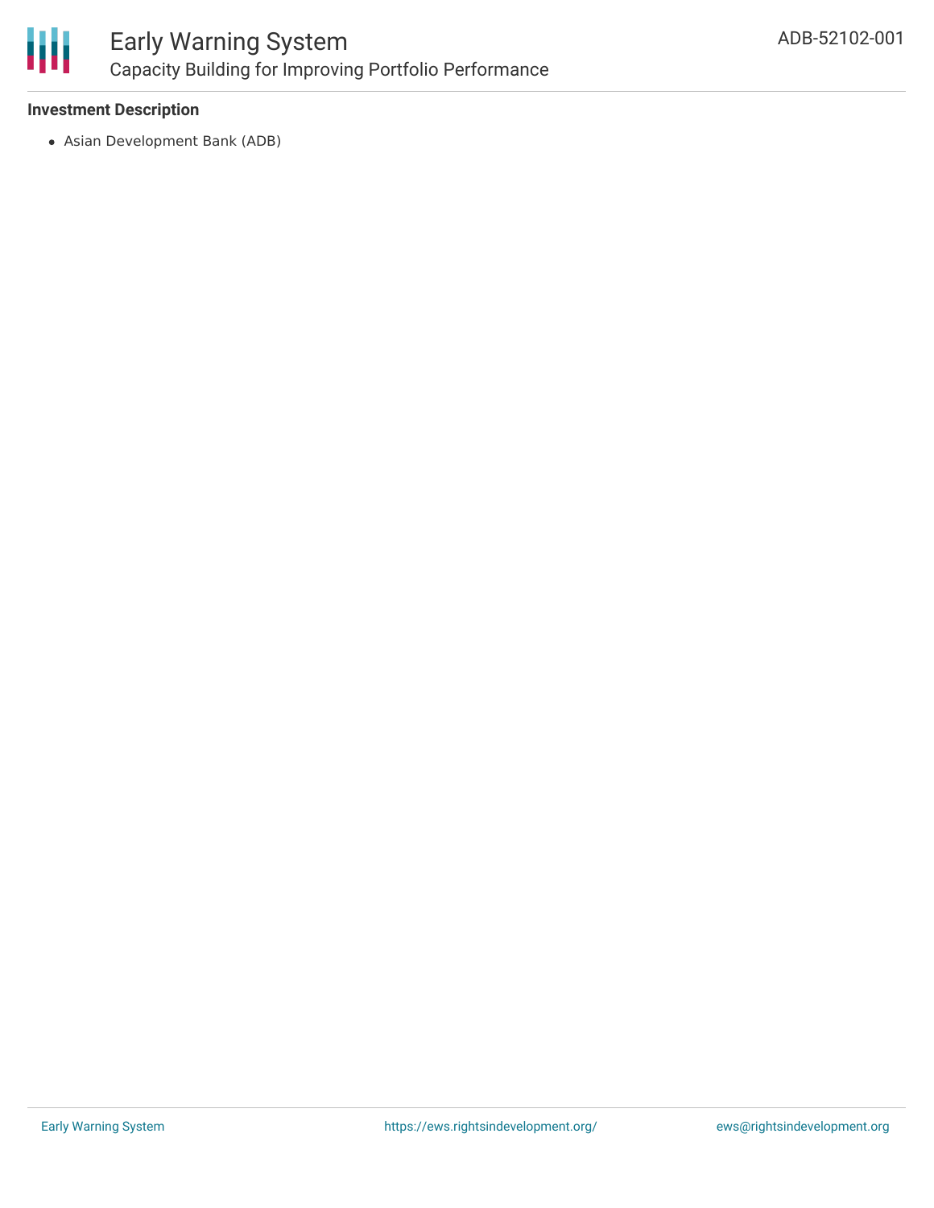**Investment Description**

- Asian Development Bank (ADB)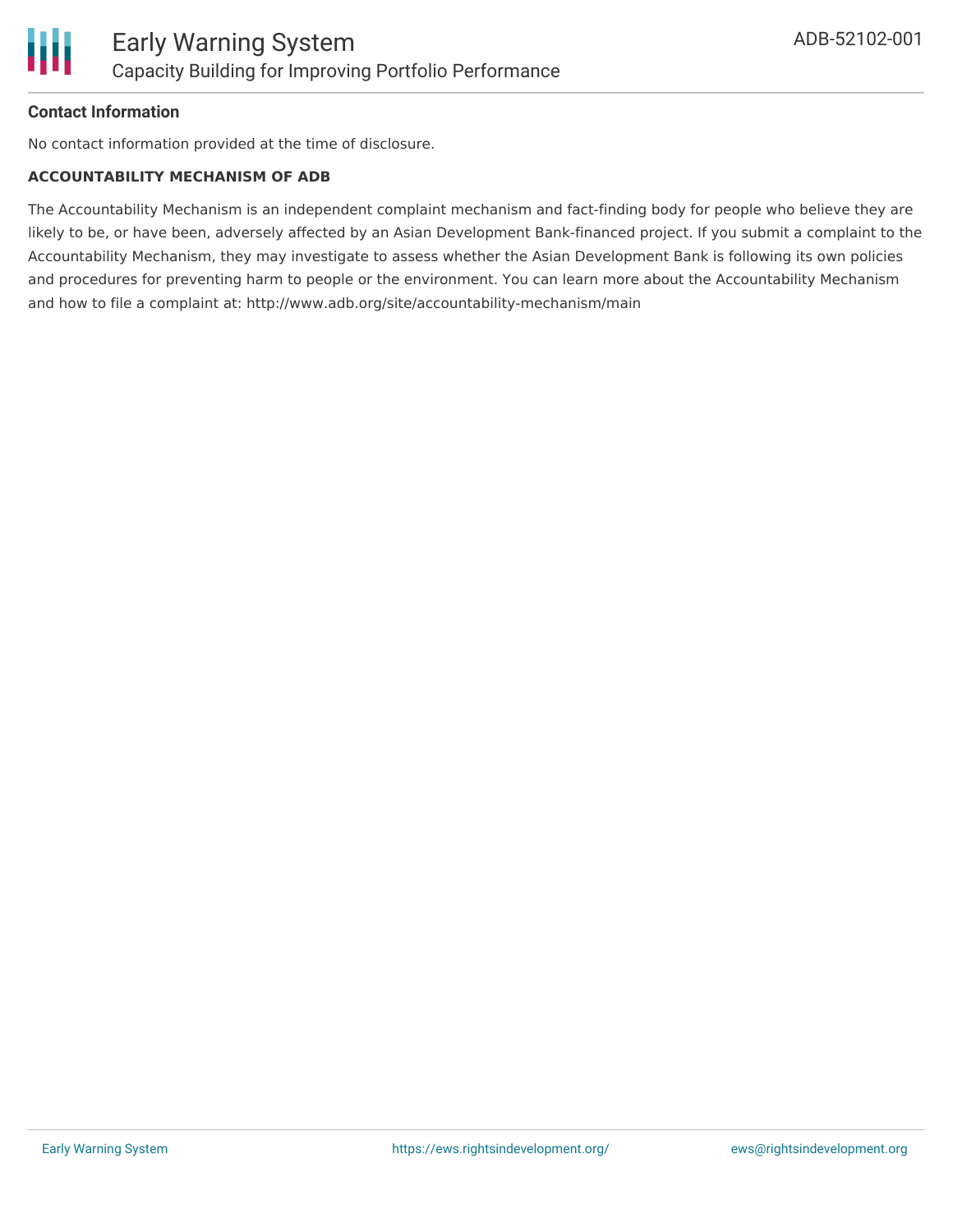## Contact Information

No contact information provided at the time of disclosure.

### ACCOUNTABILITY MECHANISM OF ADB

The Accountability Mechanism is an independent complaint mechanism and fact-finding body for people who believe they are likely to be, or have been, adversely affected by an Asian Development Bank-financed project. If you submit a complaint to the Accountability Mechanism, they may investigate to assess whether the Asian Development Bank is following its own policies and procedures for preventing harm to people or the environment. You can learn more about the Accountability Mechanism and how to file a complaint at: http://www.adb.org/site/accountability-mechanism/main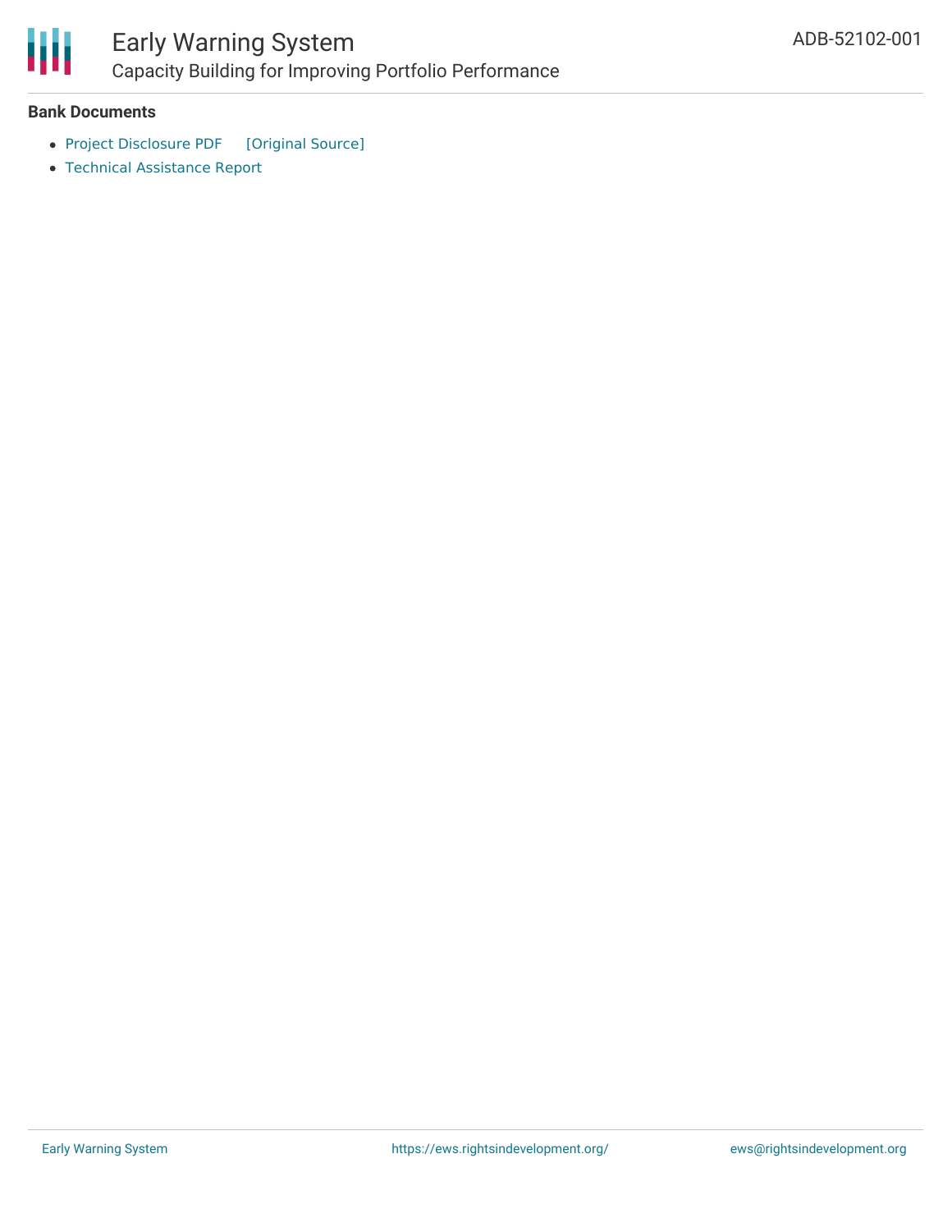**Bank Documents**

- Project Disclosure PDF [Original Source]
- Technical Assistance Report